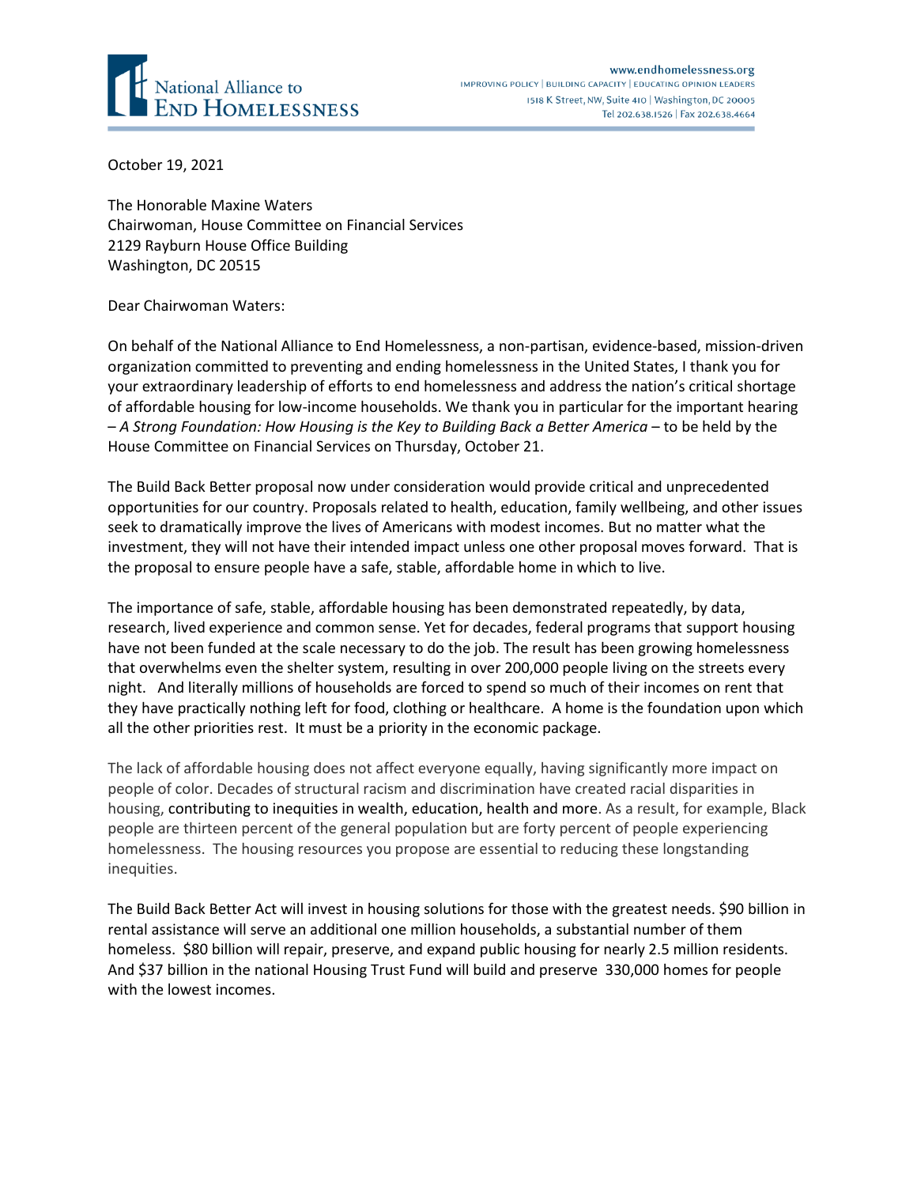National Alliance to End Homelessness

www.endhomelessness.org
IMPROVING POLICY | BUILDING CAPACITY | EDUCATING OPINION LEADERS
1518 K Street, NW, Suite 410 | Washington, DC 20005
Tel 202.638.1526 | Fax 202.638.4664

October 19, 2021

The Honorable Maxine Waters
Chairwoman, House Committee on Financial Services
2129 Rayburn House Office Building
Washington, DC 20515

Dear Chairwoman Waters:

On behalf of the National Alliance to End Homelessness, a non-partisan, evidence-based, mission-driven organization committed to preventing and ending homelessness in the United States, I thank you for your extraordinary leadership of efforts to end homelessness and address the nation's critical shortage of affordable housing for low-income households. We thank you in particular for the important hearing – *A Strong Foundation: How Housing is the Key to Building Back a Better America* – to be held by the House Committee on Financial Services on Thursday, October 21.

The Build Back Better proposal now under consideration would provide critical and unprecedented opportunities for our country. Proposals related to health, education, family wellbeing, and other issues seek to dramatically improve the lives of Americans with modest incomes. But no matter what the investment, they will not have their intended impact unless one other proposal moves forward. That is the proposal to ensure people have a safe, stable, affordable home in which to live.

The importance of safe, stable, affordable housing has been demonstrated repeatedly, by data, research, lived experience and common sense. Yet for decades, federal programs that support housing have not been funded at the scale necessary to do the job. The result has been growing homelessness that overwhelms even the shelter system, resulting in over 200,000 people living on the streets every night. And literally millions of households are forced to spend so much of their incomes on rent that they have practically nothing left for food, clothing or healthcare. A home is the foundation upon which all the other priorities rest. It must be a priority in the economic package.

The lack of affordable housing does not affect everyone equally, having significantly more impact on people of color. Decades of structural racism and discrimination have created racial disparities in housing, contributing to inequities in wealth, education, health and more. As a result, for example, Black people are thirteen percent of the general population but are forty percent of people experiencing homelessness. The housing resources you propose are essential to reducing these longstanding inequities.

The Build Back Better Act will invest in housing solutions for those with the greatest needs. $90 billion in rental assistance will serve an additional one million households, a substantial number of them homeless. $80 billion will repair, preserve, and expand public housing for nearly 2.5 million residents. And $37 billion in the national Housing Trust Fund will build and preserve 330,000 homes for people with the lowest incomes.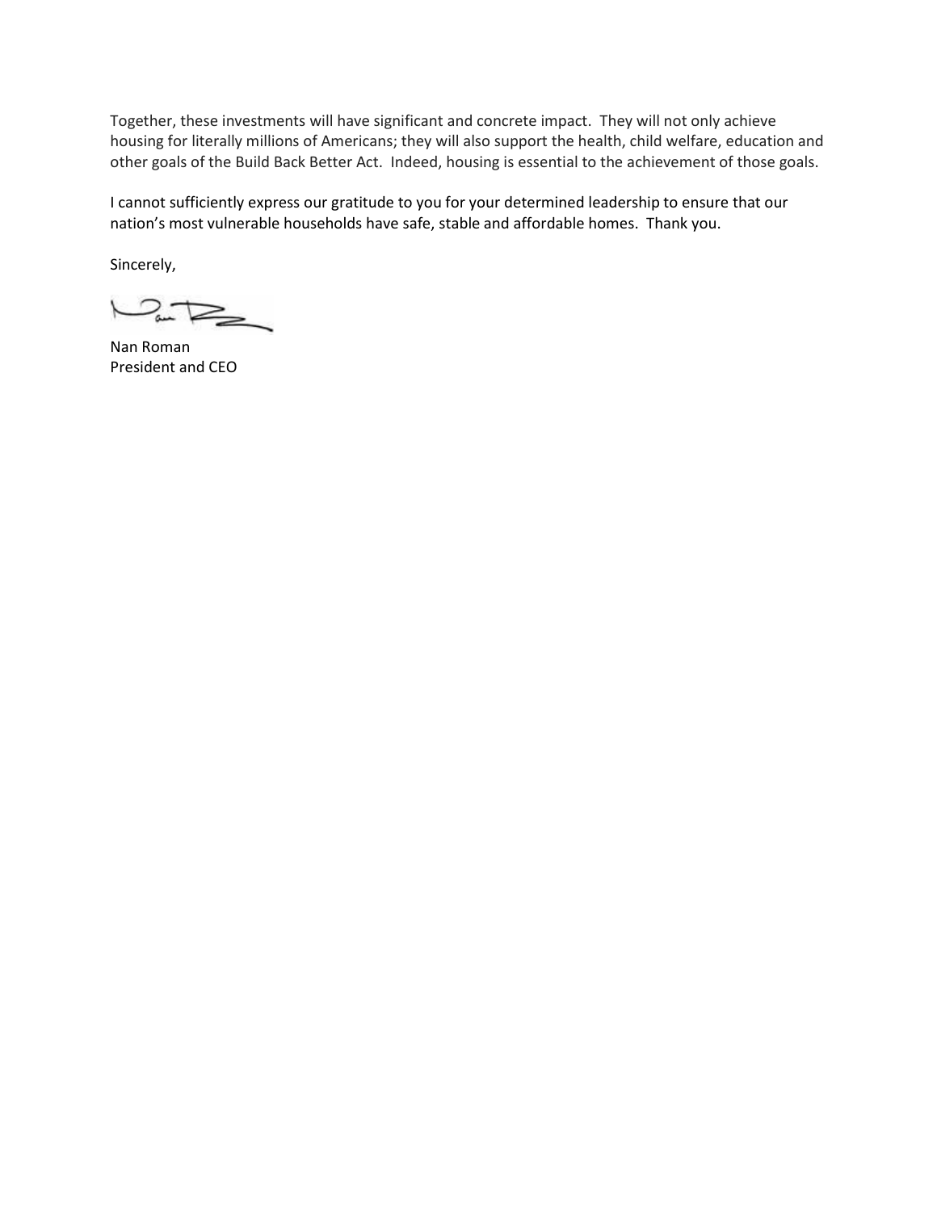Together, these investments will have significant and concrete impact. They will not only achieve housing for literally millions of Americans; they will also support the health, child welfare, education and other goals of the Build Back Better Act. Indeed, housing is essential to the achievement of those goals.

I cannot sufficiently express our gratitude to you for your determined leadership to ensure that our nation's most vulnerable households have safe, stable and affordable homes. Thank you.

Sincerely,

Nan Roman
President and CEO